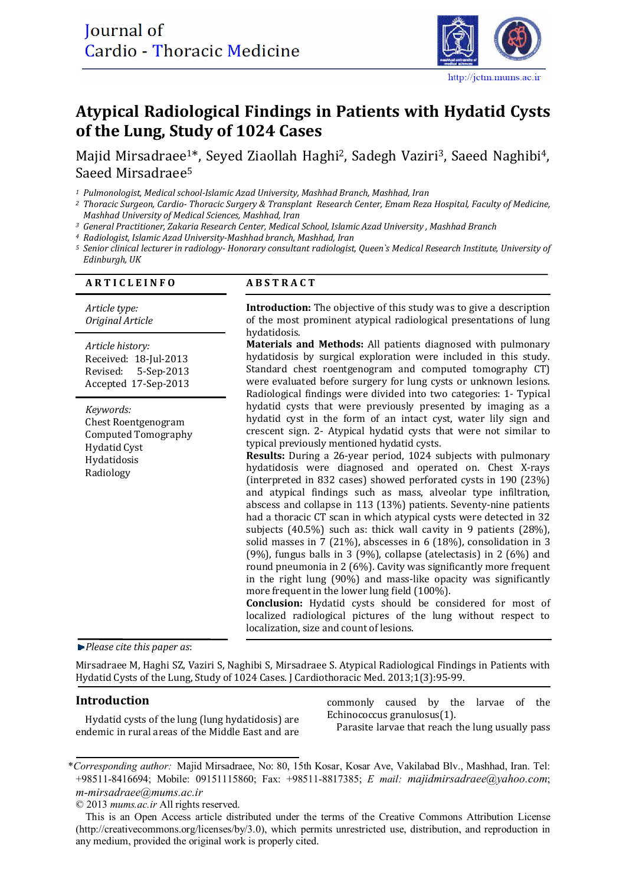Journal of Cardio - Thoracic Medicine

http://jctm.mums.ac.ir

# Atypical Radiological Findings in Patients with Hydatid Cysts of the Lung, Study of 1024 Cases

Majid Mirsadraee[1]*, Seyed Ziaollah Haghi[2], Sadegh Vaziri[3], Saeed Naghibi[4], Saeed Mirsadraee[5]

[1] *Pulmonologist, Medical school-Islamic Azad University, Mashhad Branch, Mashhad, Iran*
[2] *Thoracic Surgeon, Cardio- Thoracic Surgery & Transplant Research Center, Emam Reza Hospital, Faculty of Medicine, Mashhad University of Medical Sciences, Mashhad, Iran*
[3] *General Practitioner, Zakaria Research Center, Medical School, Islamic Azad University , Mashhad Branch*
[4] *Radiologist, Islamic Azad University-Mashhad branch, Mashhad, Iran*
[5] *Senior clinical lecturer in radiology- Honorary consultant radiologist, Queen`s Medical Research Institute, University of Edinburgh, UK*

## ARTICLE INFO

*Article type:*
*Original Article*

*Article history:*
Received: 18-Jul-2013
Revised: 5-Sep-2013
Accepted 17-Sep-2013

*Keywords:*
Chest Roentgenogram
Computed Tomography
Hydatid Cyst
Hydatidosis
Radiology

## ABSTRACT

**Introduction:** The objective of this study was to give a description of the most prominent atypical radiological presentations of lung hydatidosis.

**Materials and Methods:** All patients diagnosed with pulmonary hydatidosis by surgical exploration were included in this study. Standard chest roentgenogram and computed tomography CT) were evaluated before surgery for lung cysts or unknown lesions. Radiological findings were divided into two categories: 1- Typical hydatid cysts that were previously presented by imaging as a hydatid cyst in the form of an intact cyst, water lily sign and crescent sign. 2- Atypical hydatid cysts that were not similar to typical previously mentioned hydatid cysts.

**Results:** During a 26-year period, 1024 subjects with pulmonary hydatidosis were diagnosed and operated on. Chest X-rays (interpreted in 832 cases) showed perforated cysts in 190 (23%) and atypical findings such as mass, alveolar type infiltration, abscess and collapse in 113 (13%) patients. Seventy-nine patients had a thoracic CT scan in which atypical cysts were detected in 32 subjects (40.5%) such as: thick wall cavity in 9 patients (28%), solid masses in 7 (21%), abscesses in 6 (18%), consolidation in 3 (9%), fungus balls in 3 (9%), collapse (atelectasis) in 2 (6%) and round pneumonia in 2 (6%). Cavity was significantly more frequent in the right lung (90%) and mass-like opacity was significantly more frequent in the lower lung field (100%).

**Conclusion:** Hydatid cysts should be considered for most of localized radiological pictures of the lung without respect to localization, size and count of lesions.

*Please cite this paper as*:

Mirsadraee M, Haghi SZ, Vaziri S, Naghibi S, Mirsadraee S. Atypical Radiological Findings in Patients with Hydatid Cysts of the Lung, Study of 1024 Cases. J Cardiothoracic Med. 2013;1(3):95-99.

## Introduction

Hydatid cysts of the lung (lung hydatidosis) are endemic in rural areas of the Middle East and are commonly caused by the larvae of the Echinococcus granulosus(1).

Parasite larvae that reach the lung usually pass

*Corresponding author:* Majid Mirsadraee, No: 80, 15th Kosar, Kosar Ave, Vakilabad Blv., Mashhad, Iran. Tel: +98511-8416694; Mobile: 09151115860; Fax: +98511-8817385; *E mail: majidmirsadraee@yahoo.com*; *m-mirsadraee@mums.ac.ir*

© 2013 *mums.ac.ir* All rights reserved.

This is an Open Access article distributed under the terms of the Creative Commons Attribution License (http://creativecommons.org/licenses/by/3.0), which permits unrestricted use, distribution, and reproduction in any medium, provided the original work is properly cited.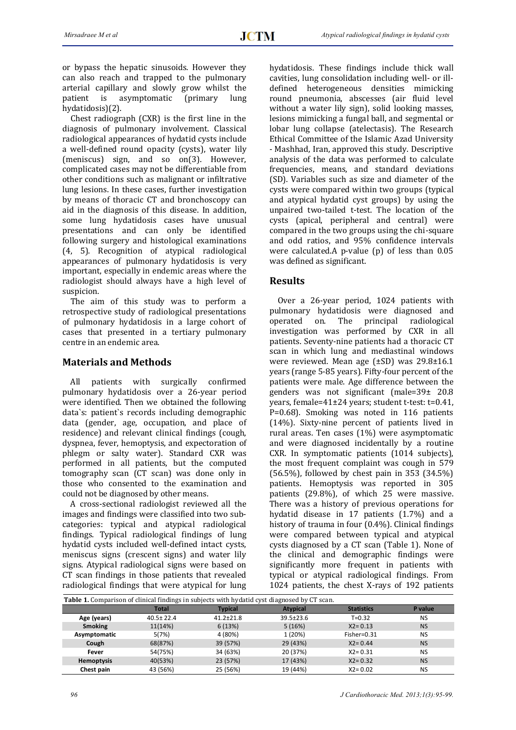or bypass the hepatic sinusoids. However they can also reach and trapped to the pulmonary arterial capillary and slowly grow whilst the patient is asymptomatic (primary lung hydatidosis)(2).

Chest radiograph (CXR) is the first line in the diagnosis of pulmonary involvement. Classical radiological appearances of hydatid cysts include a well-defined round opacity (cysts), water lily (meniscus) sign, and so on(3). However, complicated cases may not be differentiable from other conditions such as malignant or infiltrative lung lesions. In these cases, further investigation by means of thoracic CT and bronchoscopy can aid in the diagnosis of this disease. In addition, some lung hydatidosis cases have unusual presentations and can only be identified following surgery and histological examinations (4, 5). Recognition of atypical radiological appearances of pulmonary hydatidosis is very important, especially in endemic areas where the radiologist should always have a high level of suspicion.

The aim of this study was to perform a retrospective study of radiological presentations of pulmonary hydatidosis in a large cohort of cases that presented in a tertiary pulmonary centre in an endemic area.

## Materials and Methods

All patients with surgically confirmed pulmonary hydatidosis over a 26-year period were identified. Then we obtained the following data`s: patient`s records including demographic data (gender, age, occupation, and place of residence) and relevant clinical findings (cough, dyspnea, fever, hemoptysis, and expectoration of phlegm or salty water). Standard CXR was performed in all patients, but the computed tomography scan (CT scan) was done only in those who consented to the examination and could not be diagnosed by other means.

A cross-sectional radiologist reviewed all the images and findings were classified into two subcategories: typical and atypical radiological findings. Typical radiological findings of lung hydatid cysts included well-defined intact cysts, meniscus signs (crescent signs) and water lily signs. Atypical radiological signs were based on CT scan findings in those patients that revealed radiological findings that were atypical for lung hydatidosis. These findings include thick wall cavities, lung consolidation including well- or ill-defined heterogeneous densities mimicking round pneumonia, abscesses (air fluid level without a water lily sign), solid looking masses, lesions mimicking a fungal ball, and segmental or lobar lung collapse (atelectasis). The Research Ethical Committee of the Islamic Azad University - Mashhad, Iran, approved this study. Descriptive analysis of the data was performed to calculate frequencies, means, and standard deviations (SD). Variables such as size and diameter of the cysts were compared within two groups (typical and atypical hydatid cyst groups) by using the unpaired two-tailed t-test. The location of the cysts (apical, peripheral and central) were compared in the two groups using the chi-square and odd ratios, and 95% confidence intervals were calculated.A p-value (p) of less than 0.05 was defined as significant.

## Results

Over a 26-year period, 1024 patients with pulmonary hydatidosis were diagnosed and operated on. The principal radiological investigation was performed by CXR in all patients. Seventy-nine patients had a thoracic CT scan in which lung and mediastinal windows were reviewed. Mean age (±SD) was 29.8±16.1 years (range 5-85 years). Fifty-four percent of the patients were male. Age difference between the genders was not significant (male=39± 20.8 years, female=41±24 years; student t-test: t=0.41, P=0.68). Smoking was noted in 116 patients (14%). Sixty-nine percent of patients lived in rural areas. Ten cases (1%) were asymptomatic and were diagnosed incidentally by a routine CXR. In symptomatic patients (1014 subjects), the most frequent complaint was cough in 579 (56.5%), followed by chest pain in 353 (34.5%) patients. Hemoptysis was reported in 305 patients (29.8%), of which 25 were massive. There was a history of previous operations for hydatid disease in 17 patients (1.7%) and a history of trauma in four (0.4%). Clinical findings were compared between typical and atypical cysts diagnosed by a CT scan (Table 1). None of the clinical and demographic findings were significantly more frequent in patients with typical or atypical radiological findings. From 1024 patients, the chest X-rays of 192 patients

**Table 1.** Comparison of clinical findings in subjects with hydatid cyst diagnosed by CT scan.

| | Total | Typical | Atypical | Statistics | P value |
|---|---|---|---|---|---|
| **Age (years)** | 40.5± 22.4 | 41.2±21.8 | 39.5±23.6 | T=0.32 | NS |
| **Smoking** | 11(14%) | 6 (13%) | 5 (16%) | X2= 0.13 | NS |
| **Asymptomatic** | 5(7%) | 4 (80%) | 1 (20%) | Fisher=0.31 | NS |
| **Cough** | 68(87%) | 39 (57%) | 29 (43%) | X2= 0.44 | NS |
| **Fever** | 54(75%) | 34 (63%) | 20 (37%) | X2= 0.31 | NS |
| **Hemoptysis** | 40(53%) | 23 (57%) | 17 (43%) | X2= 0.32 | NS |
| **Chest pain** | 43 (56%) | 25 (56%) | 19 (44%) | X2= 0.02 | NS |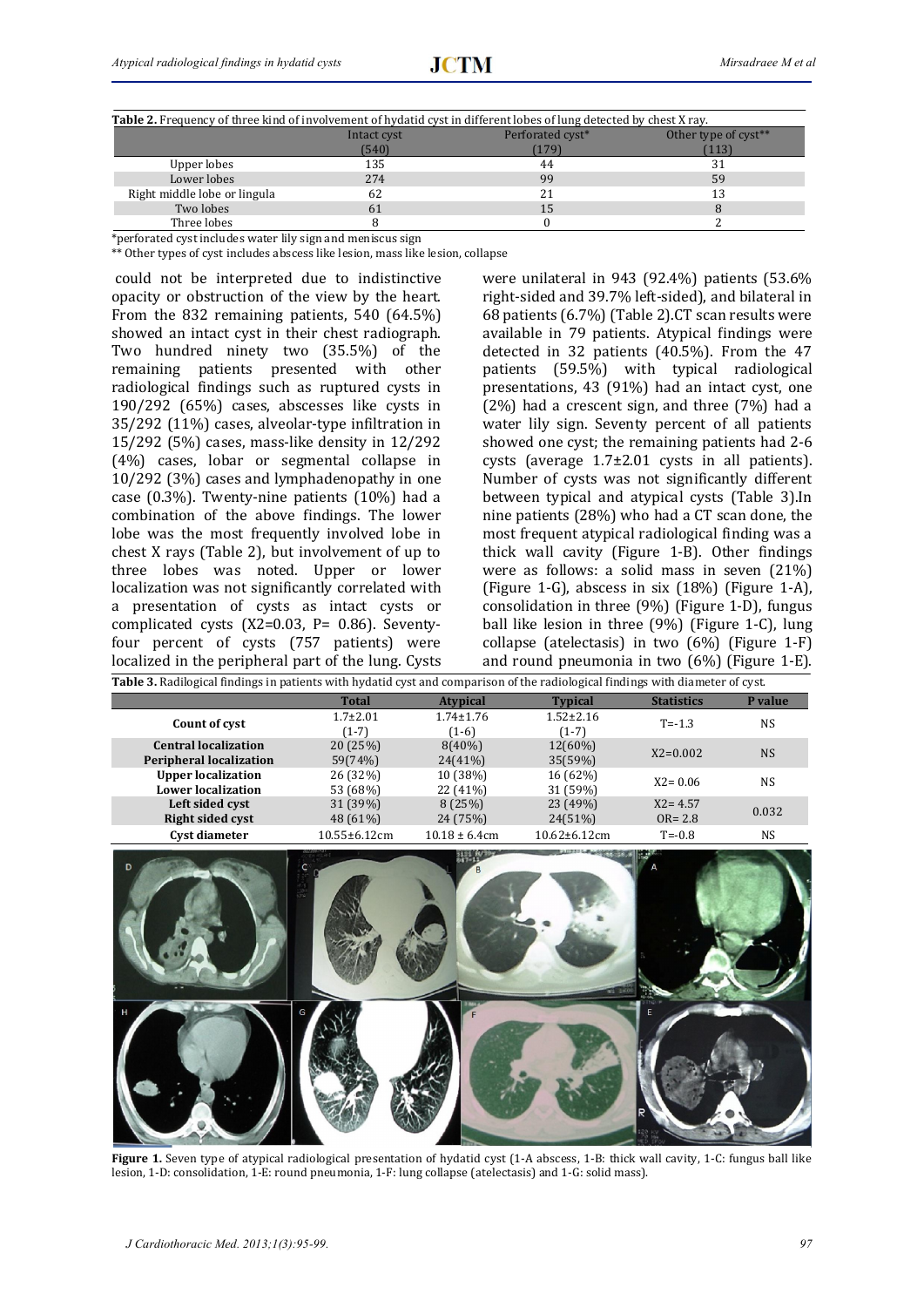**Table 2.** Frequency of three kind of involvement of hydatid cyst in different lobes of lung detected by chest X ray.

| | Intact cyst (540) | Perforated cyst* (179) | Other type of cyst** (113) |
|---|---|---|---|
| Upper lobes | 135 | 44 | 31 |
| Lower lobes | 274 | 99 | 59 |
| Right middle lobe or lingula | 62 | 21 | 13 |
| Two lobes | 61 | 15 | 8 |
| Three lobes | 8 | 0 | 2 |

*perforated cyst includes water lily sign and meniscus sign

** Other types of cyst includes abscess like lesion, mass like lesion, collapse

could not be interpreted due to indistinctive opacity or obstruction of the view by the heart. From the 832 remaining patients, 540 (64.5%) showed an intact cyst in their chest radiograph. Two hundred ninety two (35.5%) of the remaining patients presented with other radiological findings such as ruptured cysts in 190/292 (65%) cases, abscesses like cysts in 35/292 (11%) cases, alveolar-type infiltration in 15/292 (5%) cases, mass-like density in 12/292 (4%) cases, lobar or segmental collapse in 10/292 (3%) cases and lymphadenopathy in one case (0.3%). Twenty-nine patients (10%) had a combination of the above findings. The lower lobe was the most frequently involved lobe in chest X rays (Table 2), but involvement of up to three lobes was noted. Upper or lower localization was not significantly correlated with a presentation of cysts as intact cysts or complicated cysts ($X2=0.03$, $P= 0.86$). Seventy-four percent of cysts (757 patients) were localized in the peripheral part of the lung. Cysts were unilateral in 943 (92.4%) patients (53.6% right-sided and 39.7% left-sided), and bilateral in 68 patients (6.7%) (Table 2).CT scan results were available in 79 patients. Atypical findings were detected in 32 patients (40.5%). From the 47 patients (59.5%) with typical radiological presentations, 43 (91%) had an intact cyst, one (2%) had a crescent sign, and three (7%) had a water lily sign. Seventy percent of all patients showed one cyst; the remaining patients had 2-6 cysts (average 1.7±2.01 cysts in all patients). Number of cysts was not significantly different between typical and atypical cysts (Table 3).In nine patients (28%) who had a CT scan done, the most frequent atypical radiological finding was a thick wall cavity (Figure 1-B). Other findings were as follows: a solid mass in seven (21%) (Figure 1-G), abscess in six (18%) (Figure 1-A), consolidation in three (9%) (Figure 1-D), fungus ball like lesion in three (9%) (Figure 1-C), lung collapse (atelectasis) in two (6%) (Figure 1-F) and round pneumonia in two (6%) (Figure 1-E).

**Table 3.** Radiological findings in patients with hydatid cyst and comparison of the radiological findings with diameter of cyst.

| | Total | Atypical | Typical | Statistics | P value |
|---|---|---|---|---|---|
| **Count of cyst** | 1.7±2.01 (1-7) | 1.74±1.76 (1-6) | 1.52±2.16 (1-7) | T=-1.3 | NS |
| **Central localization** | 20 (25%) | 8(40%) | 12(60%) | X2=0.002 | NS |
| **Peripheral localization** | 59(74%) | 24(41%) | 35(59%) | | |
| **Upper localization** | 26 (32%) | 10 (38%) | 16 (62%) | X2= 0.06 | NS |
| **Lower localization** | 53 (68%) | 22 (41%) | 31 (59%) | | |
| **Left sided cyst** | 31 (39%) | 8 (25%) | 23 (49%) | X2= 4.57 | 0.032 |
| **Right sided cyst** | 48 (61%) | 24 (75%) | 24(51%) | OR= 2.8 | |
| **Cyst diameter** | 10.55±6.12cm | 10.18 ± 6.4cm | 10.62±6.12cm | T=-0.8 | NS |

**Figure 1.** Seven type of atypical radiological presentation of hydatid cyst (1-A abscess, 1-B: thick wall cavity, 1-C: fungus ball like lesion, 1-D: consolidation, 1-E: round pneumonia, 1-F: lung collapse (atelectasis) and 1-G: solid mass).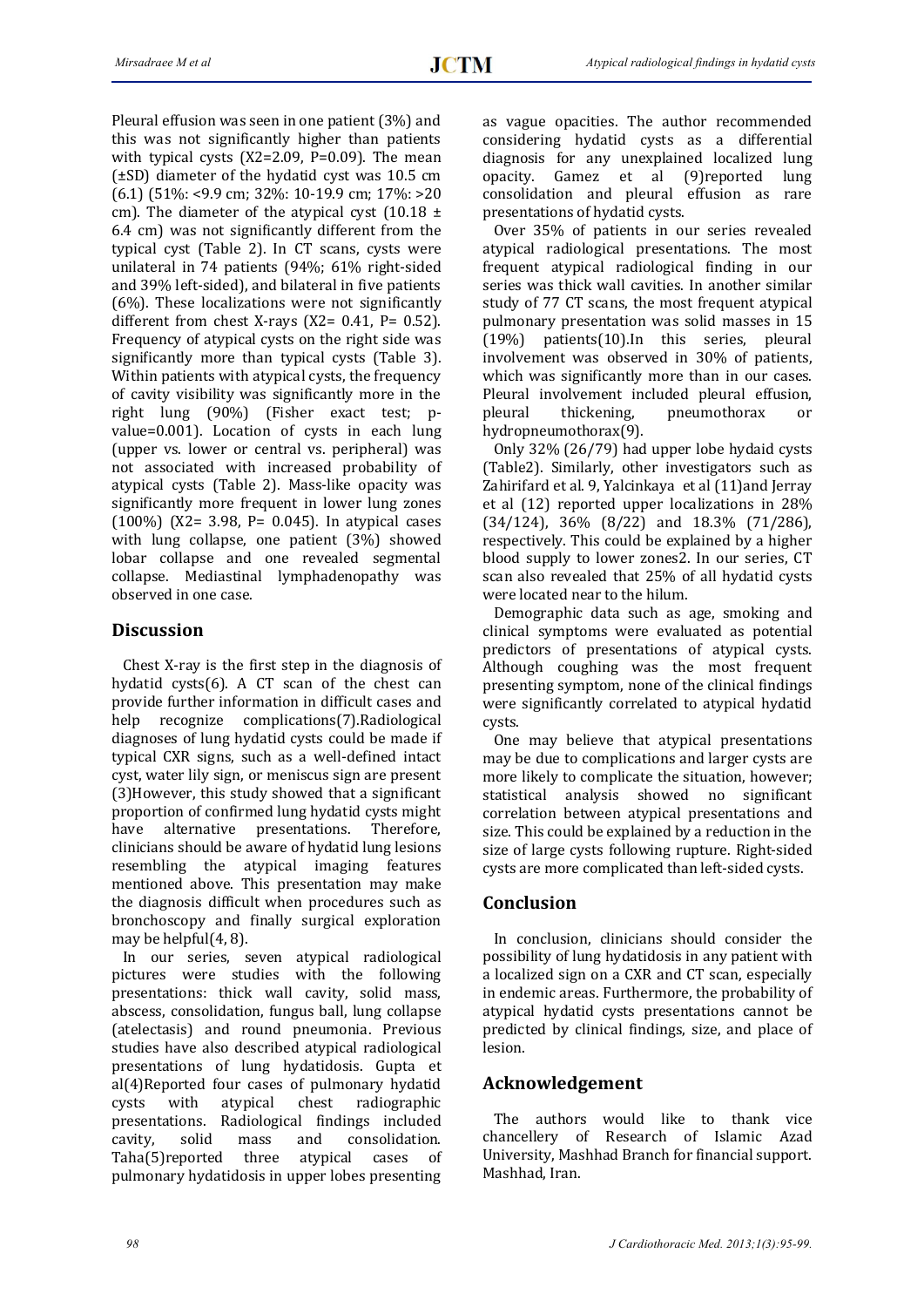Pleural effusion was seen in one patient (3%) and this was not significantly higher than patients with typical cysts ($X2=2.09$, $P=0.09$). The mean (±SD) diameter of the hydatid cyst was 10.5 cm (6.1) (51%: <9.9 cm; 32%: 10-19.9 cm; 17%: >20 cm). The diameter of the atypical cyst (10.18 ± 6.4 cm) was not significantly different from the typical cyst (Table 2). In CT scans, cysts were unilateral in 74 patients (94%; 61% right-sided and 39% left-sided), and bilateral in five patients (6%). These localizations were not significantly different from chest X-rays ($X2= 0.41$, $P= 0.52$). Frequency of atypical cysts on the right side was significantly more than typical cysts (Table 3). Within patients with atypical cysts, the frequency of cavity visibility was significantly more in the right lung (90%) (Fisher exact test; p-value=0.001). Location of cysts in each lung (upper vs. lower or central vs. peripheral) was not associated with increased probability of atypical cysts (Table 2). Mass-like opacity was significantly more frequent in lower lung zones (100%) ($X2= 3.98$, $P= 0.045$). In atypical cases with lung collapse, one patient (3%) showed lobar collapse and one revealed segmental collapse. Mediastinal lymphadenopathy was observed in one case.

## Discussion

Chest X-ray is the first step in the diagnosis of hydatid cysts(6). A CT scan of the chest can provide further information in difficult cases and help recognize complications(7).Radiological diagnoses of lung hydatid cysts could be made if typical CXR signs, such as a well-defined intact cyst, water lily sign, or meniscus sign are present (3)However, this study showed that a significant proportion of confirmed lung hydatid cysts might have alternative presentations. Therefore, clinicians should be aware of hydatid lung lesions resembling the atypical imaging features mentioned above. This presentation may make the diagnosis difficult when procedures such as bronchoscopy and finally surgical exploration may be helpful(4, 8).

In our series, seven atypical radiological pictures were studies with the following presentations: thick wall cavity, solid mass, abscess, consolidation, fungus ball, lung collapse (atelectasis) and round pneumonia. Previous studies have also described atypical radiological presentations of lung hydatidosis. Gupta et al(4)Reported four cases of pulmonary hydatid cysts with atypical chest radiographic presentations. Radiological findings included cavity, solid mass and consolidation. Taha(5)reported three atypical cases of pulmonary hydatidosis in upper lobes presenting as vague opacities. The author recommended considering hydatid cysts as a differential diagnosis for any unexplained localized lung opacity. Gamez et al (9)reported lung consolidation and pleural effusion as rare presentations of hydatid cysts.

Over 35% of patients in our series revealed atypical radiological presentations. The most frequent atypical radiological finding in our series was thick wall cavities. In another similar study of 77 CT scans, the most frequent atypical pulmonary presentation was solid masses in 15 (19%) patients(10).In this series, pleural involvement was observed in 30% of patients, which was significantly more than in our cases. Pleural involvement included pleural effusion, pleural thickening, pneumothorax or hydropneumothorax(9).

Only 32% (26/79) had upper lobe hydaid cysts (Table2). Similarly, other investigators such as Zahirifard et al. 9, Yalcinkaya et al (11)and Jerray et al (12) reported upper localizations in 28% (34/124), 36% (8/22) and 18.3% (71/286), respectively. This could be explained by a higher blood supply to lower zones2. In our series, CT scan also revealed that 25% of all hydatid cysts were located near to the hilum.

Demographic data such as age, smoking and clinical symptoms were evaluated as potential predictors of presentations of atypical cysts. Although coughing was the most frequent presenting symptom, none of the clinical findings were significantly correlated to atypical hydatid cysts.

One may believe that atypical presentations may be due to complications and larger cysts are more likely to complicate the situation, however; statistical analysis showed no significant correlation between atypical presentations and size. This could be explained by a reduction in the size of large cysts following rupture. Right-sided cysts are more complicated than left-sided cysts.

## Conclusion

In conclusion, clinicians should consider the possibility of lung hydatidosis in any patient with a localized sign on a CXR and CT scan, especially in endemic areas. Furthermore, the probability of atypical hydatid cysts presentations cannot be predicted by clinical findings, size, and place of lesion.

## Acknowledgement

The authors would like to thank vice chancellery of Research of Islamic Azad University, Mashhad Branch for financial support. Mashhad, Iran.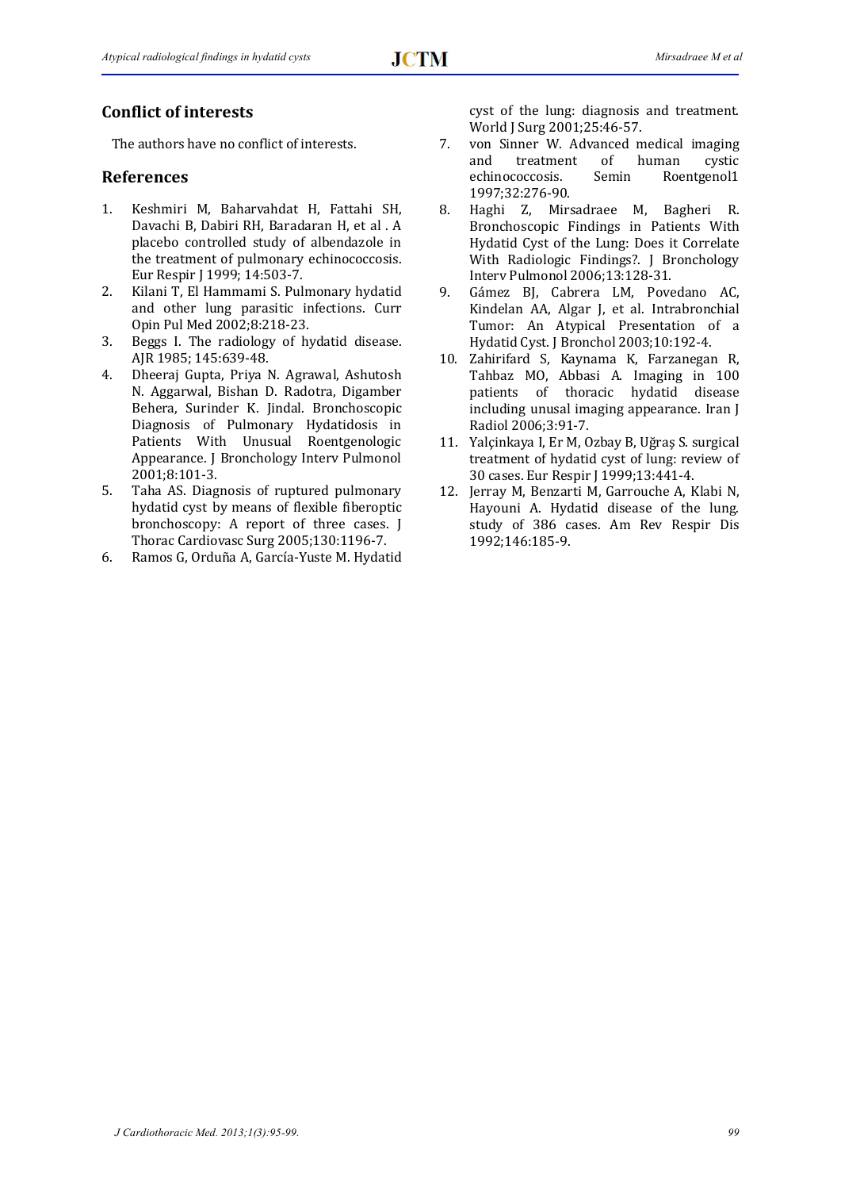## Conflict of interests

The authors have no conflict of interests.

## References

1. Keshmiri M, Baharvahdat H, Fattahi SH, Davachi B, Dabiri RH, Baradaran H, et al . A placebo controlled study of albendazole in the treatment of pulmonary echinococcosis. Eur Respir J 1999; 14:503-7.
2. Kilani T, El Hammami S. Pulmonary hydatid and other lung parasitic infections. Curr Opin Pul Med 2002;8:218-23.
3. Beggs I. The radiology of hydatid disease. AJR 1985; 145:639-48.
4. Dheeraj Gupta, Priya N. Agrawal, Ashutosh N. Aggarwal, Bishan D. Radotra, Digamber Behera, Surinder K. Jindal. Bronchoscopic Diagnosis of Pulmonary Hydatidosis in Patients With Unusual Roentgenologic Appearance. J Bronchology Interv Pulmonol 2001;8:101-3.
5. Taha AS. Diagnosis of ruptured pulmonary hydatid cyst by means of flexible fiberoptic bronchoscopy: A report of three cases. J Thorac Cardiovasc Surg 2005;130:1196-7.
6. Ramos G, Orduña A, García-Yuste M. Hydatid cyst of the lung: diagnosis and treatment. World J Surg 2001;25:46-57.
7. von Sinner W. Advanced medical imaging and treatment of human cystic echinococcosis. Semin Roentgenol1 1997;32:276-90.
8. Haghi Z, Mirsadraee M, Bagheri R. Bronchoscopic Findings in Patients With Hydatid Cyst of the Lung: Does it Correlate With Radiologic Findings?. J Bronchology Interv Pulmonol 2006;13:128-31.
9. Gámez BJ, Cabrera LM, Povedano AC, Kindelan AA, Algar J, et al. Intrabronchial Tumor: An Atypical Presentation of a Hydatid Cyst. J Bronchol 2003;10:192-4.
10. Zahirifard S, Kaynama K, Farzanegan R, Tahbaz MO, Abbasi A. Imaging in 100 patients of thoracic hydatid disease including unusal imaging appearance. Iran J Radiol 2006;3:91-7.
11. Yalçinkaya I, Er M, Ozbay B, Uğraş S. surgical treatment of hydatid cyst of lung: review of 30 cases. Eur Respir J 1999;13:441-4.
12. Jerray M, Benzarti M, Garrouche A, Klabi N, Hayouni A. Hydatid disease of the lung. study of 386 cases. Am Rev Respir Dis 1992;146:185-9.